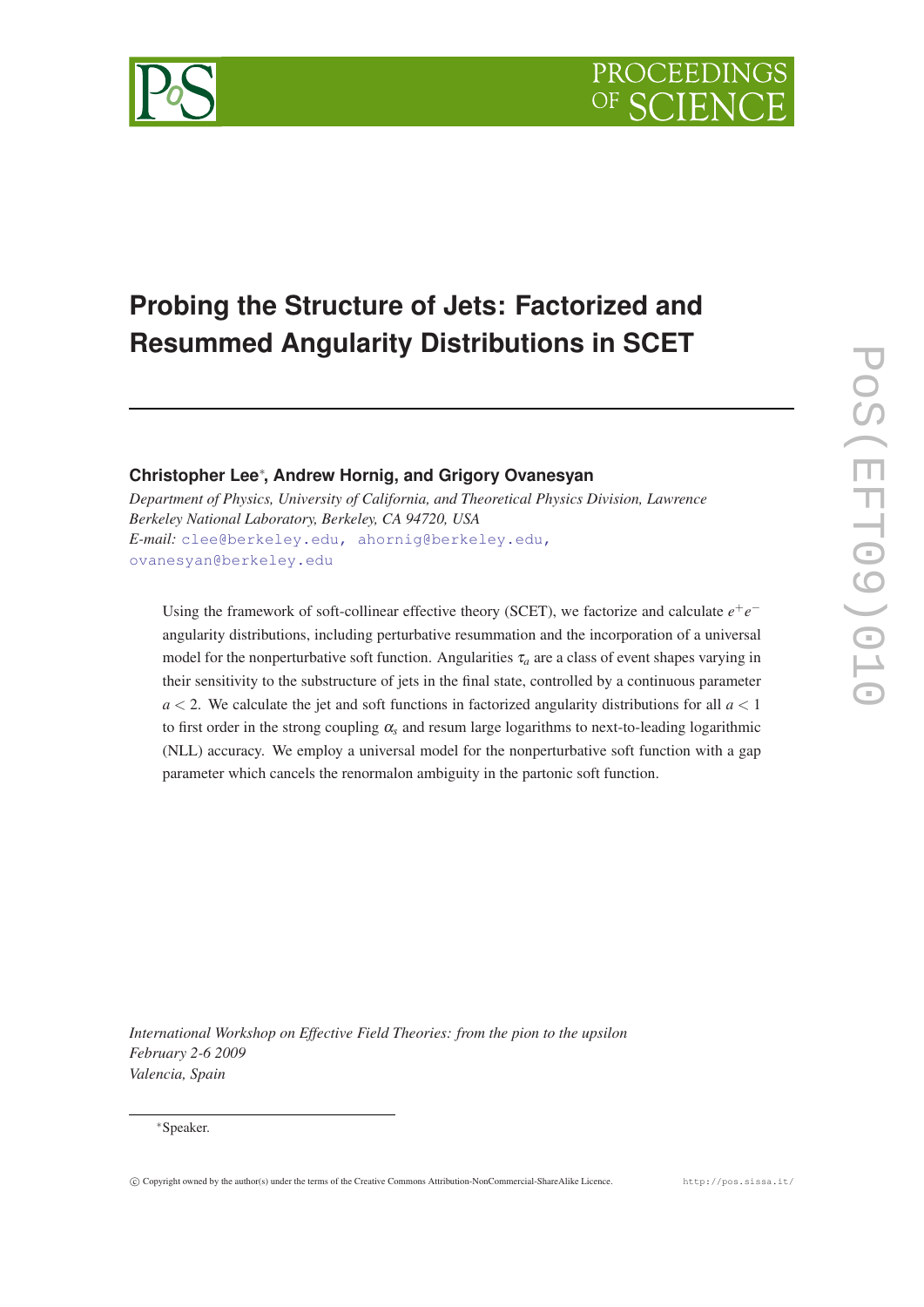# Probing the Structure of Jets: Factorized and Resummed Angularity Distributions in SCET

**Christopher Lee**[*]**, Andrew Hornig, and Grigory Ovanesyan**

*Department of Physics, University of California, and Theoretical Physics Division, Lawrence Berkeley National Laboratory, Berkeley, CA 94720, USA*

*E-mail:* clee@berkeley.edu, ahornig@berkeley.edu, ovanesyan@berkeley.edu

Using the framework of soft-collinear effective theory (SCET), we factorize and calculate $e^+e^-$ angularity distributions, including perturbative resummation and the incorporation of a universal model for the nonperturbative soft function. Angularities $\tau_a$ are a class of event shapes varying in their sensitivity to the substructure of jets in the final state, controlled by a continuous parameter $a < 2$. We calculate the jet and soft functions in factorized angularity distributions for all $a < 1$ to first order in the strong coupling $\alpha_s$ and resum large logarithms to next-to-leading logarithmic (NLL) accuracy. We employ a universal model for the nonperturbative soft function with a gap parameter which cancels the renormalon ambiguity in the partonic soft function.

*International Workshop on Effective Field Theories: from the pion to the upsilon*
*February 2-6 2009*
*Valencia, Spain*

[*]Speaker.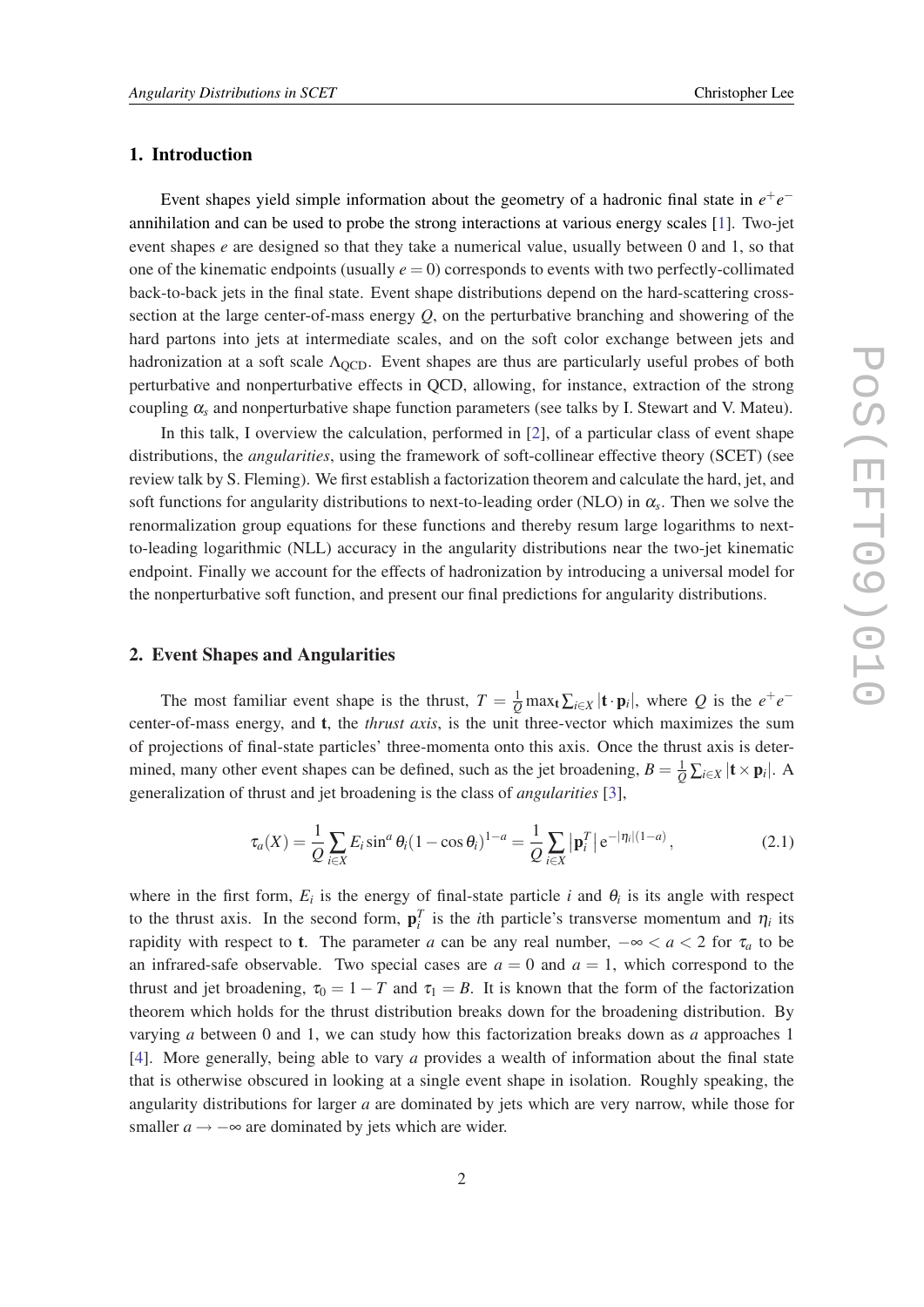## 1. Introduction

Event shapes yield simple information about the geometry of a hadronic final state in $e^+e^-$ annihilation and can be used to probe the strong interactions at various energy scales [1]. Two-jet event shapes $e$ are designed so that they take a numerical value, usually between 0 and 1, so that one of the kinematic endpoints (usually $e = 0$) corresponds to events with two perfectly-collimated back-to-back jets in the final state. Event shape distributions depend on the hard-scattering cross-section at the large center-of-mass energy $Q$, on the perturbative branching and showering of the hard partons into jets at intermediate scales, and on the soft color exchange between jets and hadronization at a soft scale $\Lambda_{\text{QCD}}$. Event shapes are thus are particularly useful probes of both perturbative and nonperturbative effects in QCD, allowing, for instance, extraction of the strong coupling $\alpha_s$ and nonperturbative shape function parameters (see talks by I. Stewart and V. Mateu).

In this talk, I overview the calculation, performed in [2], of a particular class of event shape distributions, the *angularities*, using the framework of soft-collinear effective theory (SCET) (see review talk by S. Fleming). We first establish a factorization theorem and calculate the hard, jet, and soft functions for angularity distributions to next-to-leading order (NLO) in $\alpha_s$. Then we solve the renormalization group equations for these functions and thereby resum large logarithms to next-to-leading logarithmic (NLL) accuracy in the angularity distributions near the two-jet kinematic endpoint. Finally we account for the effects of hadronization by introducing a universal model for the nonperturbative soft function, and present our final predictions for angularity distributions.

## 2. Event Shapes and Angularities

The most familiar event shape is the thrust, $T = \frac{1}{Q}\max_{\mathbf{t}}\sum_{i\in X}|\mathbf{t}\cdot\mathbf{p}_i|$, where $Q$ is the $e^+e^-$ center-of-mass energy, and $\mathbf{t}$, the *thrust axis*, is the unit three-vector which maximizes the sum of projections of final-state particles' three-momenta onto this axis. Once the thrust axis is determined, many other event shapes can be defined, such as the jet broadening, $B = \frac{1}{Q}\sum_{i\in X}|\mathbf{t}\times\mathbf{p}_i|$. A generalization of thrust and jet broadening is the class of *angularities* [3],

$$\tau_a(X) = \frac{1}{Q}\sum_{i\in X} E_i \sin^a\theta_i(1-\cos\theta_i)^{1-a} = \frac{1}{Q}\sum_{i\in X}\left|\mathbf{p}_i^T\right| \mathrm{e}^{-|\eta_i|(1-a)}\,, \tag{2.1}$$

where in the first form, $E_i$ is the energy of final-state particle $i$ and $\theta_i$ is its angle with respect to the thrust axis. In the second form, $\mathbf{p}_i^T$ is the $i$th particle's transverse momentum and $\eta_i$ its rapidity with respect to $\mathbf{t}$. The parameter $a$ can be any real number, $-\infty < a < 2$ for $\tau_a$ to be an infrared-safe observable. Two special cases are $a = 0$ and $a = 1$, which correspond to the thrust and jet broadening, $\tau_0 = 1 - T$ and $\tau_1 = B$. It is known that the form of the factorization theorem which holds for the thrust distribution breaks down for the broadening distribution. By varying $a$ between 0 and 1, we can study how this factorization breaks down as $a$ approaches 1 [4]. More generally, being able to vary $a$ provides a wealth of information about the final state that is otherwise obscured in looking at a single event shape in isolation. Roughly speaking, the angularity distributions for larger $a$ are dominated by jets which are very narrow, while those for smaller $a \to -\infty$ are dominated by jets which are wider.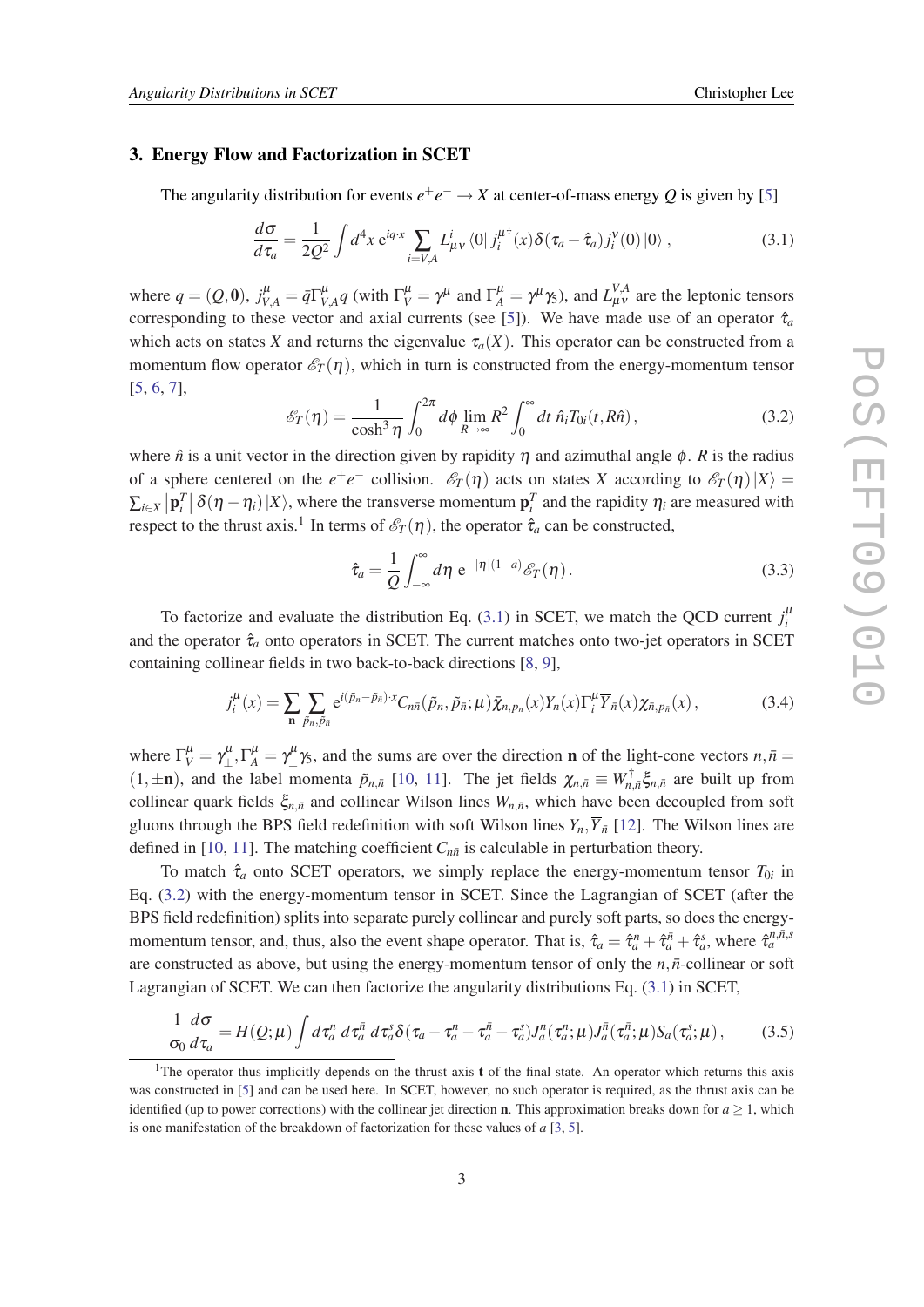## 3. Energy Flow and Factorization in SCET

The angularity distribution for events $e^+e^- \to X$ at center-of-mass energy $Q$ is given by [5]

$$\frac{d\sigma}{d\tau_a} = \frac{1}{2Q^2}\int d^4x\, e^{iq\cdot x}\sum_{i=V,A} L^i_{\mu\nu}\langle 0|\, j_i^{\mu\dagger}(x)\delta(\tau_a - \hat{\tau}_a)j_i^\nu(0)\,|0\rangle\,, \tag{3.1}$$

where $q = (Q,\mathbf{0})$, $j^\mu_{V,A} = \bar{q}\Gamma^\mu_{V,A}q$ (with $\Gamma^\mu_V = \gamma^\mu$ and $\Gamma^\mu_A = \gamma^\mu\gamma_5$), and $L^{V,A}_{\mu\nu}$ are the leptonic tensors corresponding to these vector and axial currents (see [5]). We have made use of an operator $\hat{\tau}_a$ which acts on states $X$ and returns the eigenvalue $\tau_a(X)$. This operator can be constructed from a momentum flow operator $\mathscr{E}_T(\eta)$, which in turn is constructed from the energy-momentum tensor [5, 6, 7],

$$\mathscr{E}_T(\eta) = \frac{1}{\cosh^3\eta}\int_0^{2\pi} d\phi \lim_{R\to\infty} R^2\int_0^\infty dt\; \hat{n}_i T_{0i}(t, R\hat{n})\,, \tag{3.2}$$

where $\hat{n}$ is a unit vector in the direction given by rapidity $\eta$ and azimuthal angle $\phi$. $R$ is the radius of a sphere centered on the $e^+e^-$ collision. $\mathscr{E}_T(\eta)$ acts on states $X$ according to $\mathscr{E}_T(\eta)\,|X\rangle = \sum_{i\in X}\left|\mathbf{p}_i^T\right|\delta(\eta-\eta_i)\,|X\rangle$, where the transverse momentum $\mathbf{p}_i^T$ and the rapidity $\eta_i$ are measured with respect to the thrust axis.[1] In terms of $\mathscr{E}_T(\eta)$, the operator $\hat{\tau}_a$ can be constructed,

$$\hat{\tau}_a = \frac{1}{Q}\int_{-\infty}^{\infty} d\eta\; e^{-|\eta|(1-a)}\mathscr{E}_T(\eta)\,. \tag{3.3}$$

To factorize and evaluate the distribution Eq. (3.1) in SCET, we match the QCD current $j_i^\mu$ and the operator $\hat{\tau}_a$ onto operators in SCET. The current matches onto two-jet operators in SCET containing collinear fields in two back-to-back directions [8, 9],

$$j_i^\mu(x) = \sum_{\mathbf{n}}\sum_{\tilde{p}_n,\tilde{p}_{\bar{n}}} e^{i(\tilde{p}_n - \tilde{p}_{\bar{n}})\cdot x} C_{n\bar{n}}(\tilde{p}_n,\tilde{p}_{\bar{n}};\mu)\bar{\chi}_{n,p_n}(x)Y_n(x)\Gamma_i^\mu \overline{Y}_{\bar{n}}(x)\chi_{\bar{n},p_{\bar{n}}}(x)\,, \tag{3.4}$$

where $\Gamma^\mu_V = \gamma^\mu_\perp, \Gamma^\mu_A = \gamma^\mu_\perp\gamma_5$, and the sums are over the direction $\mathbf{n}$ of the light-cone vectors $n,\bar{n} = (1,\pm\mathbf{n})$, and the label momenta $\tilde{p}_{n,\bar{n}}$ [10, 11]. The jet fields $\chi_{n,\bar{n}} \equiv W^\dagger_{n,\bar{n}}\xi_{n,\bar{n}}$ are built up from collinear quark fields $\xi_{n,\bar{n}}$ and collinear Wilson lines $W_{n,\bar{n}}$, which have been decoupled from soft gluons through the BPS field redefinition with soft Wilson lines $Y_n, \overline{Y}_{\bar{n}}$ [12]. The Wilson lines are defined in [10, 11]. The matching coefficient $C_{n\bar{n}}$ is calculable in perturbation theory.

To match $\hat{\tau}_a$ onto SCET operators, we simply replace the energy-momentum tensor $T_{0i}$ in Eq. (3.2) with the energy-momentum tensor in SCET. Since the Lagrangian of SCET (after the BPS field redefinition) splits into separate purely collinear and purely soft parts, so does the energy-momentum tensor, and, thus, also the event shape operator. That is, $\hat{\tau}_a = \hat{\tau}_a^n + \hat{\tau}_a^{\bar{n}} + \hat{\tau}_a^s$, where $\hat{\tau}_a^{n,\bar{n},s}$ are constructed as above, but using the energy-momentum tensor of only the $n,\bar{n}$-collinear or soft Lagrangian of SCET. We can then factorize the angularity distributions Eq. (3.1) in SCET,

$$\frac{1}{\sigma_0}\frac{d\sigma}{d\tau_a} = H(Q;\mu)\int d\tau_a^n\, d\tau_a^{\bar{n}}\, d\tau_a^s \delta(\tau_a - \tau_a^n - \tau_a^{\bar{n}} - \tau_a^s)J_a^n(\tau_a^n;\mu)J_a^{\bar{n}}(\tau_a^{\bar{n}};\mu)S_a(\tau_a^s;\mu)\,, \tag{3.5}$$

[1] The operator thus implicitly depends on the thrust axis $\mathbf{t}$ of the final state. An operator which returns this axis was constructed in [5] and can be used here. In SCET, however, no such operator is required, as the thrust axis can be identified (up to power corrections) with the collinear jet direction $\mathbf{n}$. This approximation breaks down for $a \geq 1$, which is one manifestation of the breakdown of factorization for these values of $a$ [3, 5].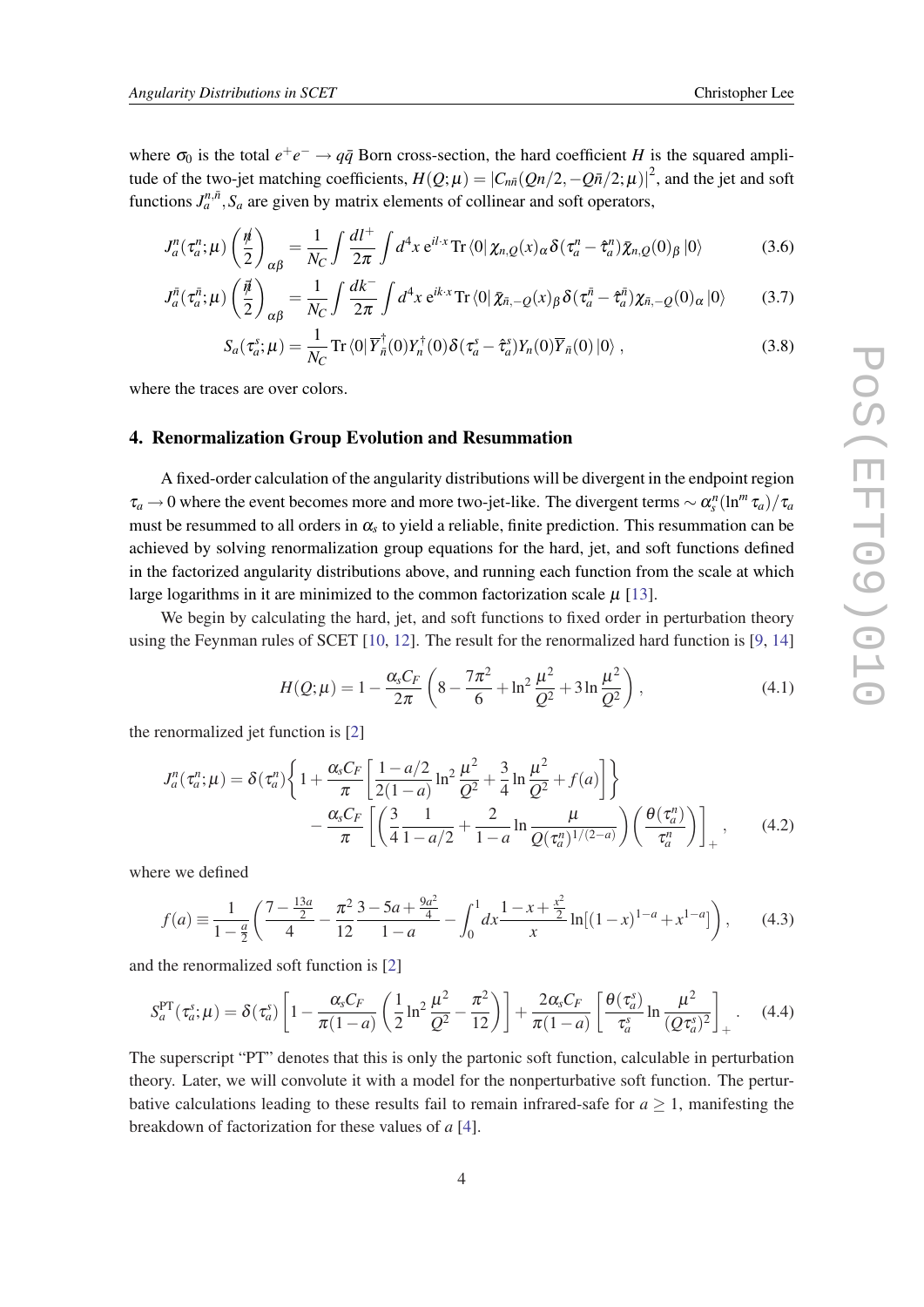where $\sigma_0$ is the total $e^+e^- \to q\bar{q}$ Born cross-section, the hard coefficient $H$ is the squared amplitude of the two-jet matching coefficients, $H(Q;\mu) = |C_{n\bar{n}}(Qn/2, -Q\bar{n}/2;\mu)|^2$, and the jet and soft functions $J_a^{n,\bar{n}}, S_a$ are given by matrix elements of collinear and soft operators,

$$J_a^n(\tau_a^n;\mu)\left(\frac{\not{n}}{2}\right)_{\alpha\beta} = \frac{1}{N_C}\int\frac{dl^+}{2\pi}\int d^4x\, e^{il\cdot x}\,\mathrm{Tr}\,\langle 0|\,\chi_{n,Q}(x)_\alpha\,\delta(\tau_a^n - \hat{\tau}_a^n)\bar{\chi}_{n,Q}(0)_\beta\,|0\rangle \tag{3.6}$$

$$J_a^{\bar{n}}(\tau_a^{\bar{n}};\mu)\left(\frac{\not{\bar{n}}}{2}\right)_{\alpha\beta} = \frac{1}{N_C}\int\frac{dk^-}{2\pi}\int d^4x\, e^{ik\cdot x}\,\mathrm{Tr}\,\langle 0|\,\bar{\chi}_{\bar{n},-Q}(x)_\beta\,\delta(\tau_a^{\bar{n}} - \hat{\tau}_a^{\bar{n}})\chi_{\bar{n},-Q}(0)_\alpha\,|0\rangle \tag{3.7}$$

$$S_a(\tau_a^s;\mu) = \frac{1}{N_C}\,\mathrm{Tr}\,\langle 0|\,\overline{Y}_{\bar{n}}^\dagger(0)Y_n^\dagger(0)\delta(\tau_a^s - \hat{\tau}_a^s)Y_n(0)\overline{Y}_{\bar{n}}(0)\,|0\rangle\,, \tag{3.8}$$

where the traces are over colors.

## 4. Renormalization Group Evolution and Resummation

A fixed-order calculation of the angularity distributions will be divergent in the endpoint region $\tau_a \to 0$ where the event becomes more and more two-jet-like. The divergent terms $\sim \alpha_s^n(\ln^m \tau_a)/\tau_a$ must be resummed to all orders in $\alpha_s$ to yield a reliable, finite prediction. This resummation can be achieved by solving renormalization group equations for the hard, jet, and soft functions defined in the factorized angularity distributions above, and running each function from the scale at which large logarithms in it are minimized to the common factorization scale $\mu$ [13].

We begin by calculating the hard, jet, and soft functions to fixed order in perturbation theory using the Feynman rules of SCET [10, 12]. The result for the renormalized hard function is [9, 14]

$$H(Q;\mu) = 1 - \frac{\alpha_s C_F}{2\pi}\left(8 - \frac{7\pi^2}{6} + \ln^2\frac{\mu^2}{Q^2} + 3\ln\frac{\mu^2}{Q^2}\right), \tag{4.1}$$

the renormalized jet function is [2]

$$\begin{aligned}J_a^n(\tau_a^n;\mu) = \delta(\tau_a^n)&\left\{1 + \frac{\alpha_s C_F}{\pi}\left[\frac{1-a/2}{2(1-a)}\ln^2\frac{\mu^2}{Q^2} + \frac{3}{4}\ln\frac{\mu^2}{Q^2} + f(a)\right]\right\} \\ &- \frac{\alpha_s C_F}{\pi}\left[\left(\frac{3}{4}\frac{1}{1-a/2} + \frac{2}{1-a}\ln\frac{\mu}{Q(\tau_a^n)^{1/(2-a)}}\right)\left(\frac{\theta(\tau_a^n)}{\tau_a^n}\right)\right]_+,\end{aligned} \tag{4.2}$$

where we defined

$$f(a) \equiv \frac{1}{1-\frac{a}{2}}\left(\frac{7-\frac{13a}{2}}{4} - \frac{\pi^2}{12}\frac{3-5a+\frac{9a^2}{4}}{1-a} - \int_0^1 dx\frac{1-x+\frac{x^2}{2}}{x}\ln[(1-x)^{1-a} + x^{1-a}]\right), \tag{4.3}$$

and the renormalized soft function is [2]

$$S_a^{\mathrm{PT}}(\tau_a^s;\mu) = \delta(\tau_a^s)\left[1 - \frac{\alpha_s C_F}{\pi(1-a)}\left(\frac{1}{2}\ln^2\frac{\mu^2}{Q^2} - \frac{\pi^2}{12}\right)\right] + \frac{2\alpha_s C_F}{\pi(1-a)}\left[\frac{\theta(\tau_a^s)}{\tau_a^s}\ln\frac{\mu^2}{(Q\tau_a^s)^2}\right]_+. \tag{4.4}$$

The superscript "PT" denotes that this is only the partonic soft function, calculable in perturbation theory. Later, we will convolute it with a model for the nonperturbative soft function. The perturbative calculations leading to these results fail to remain infrared-safe for $a \geq 1$, manifesting the breakdown of factorization for these values of $a$ [4].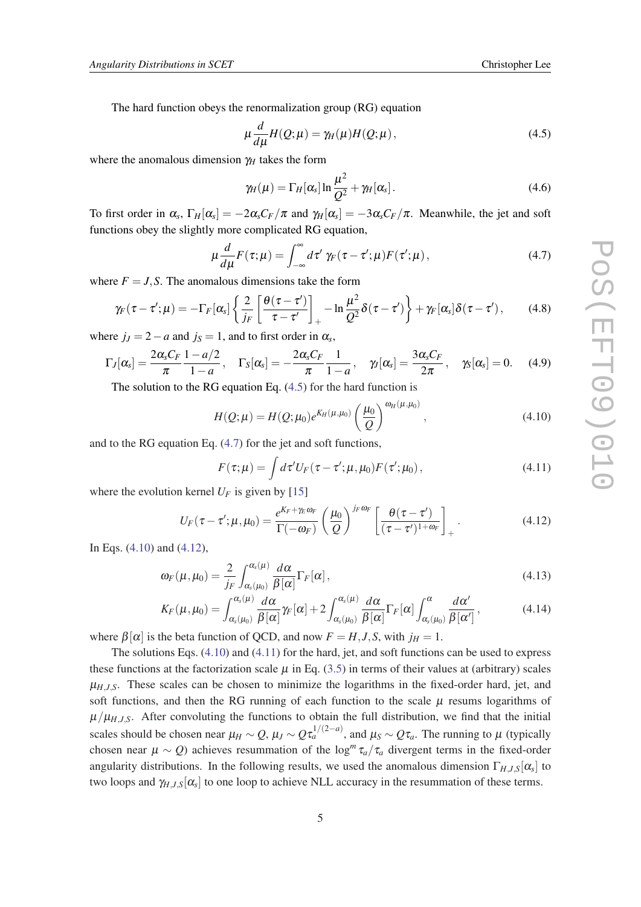The hard function obeys the renormalization group (RG) equation

$$\mu \frac{d}{d\mu} H(Q;\mu) = \gamma_H(\mu) H(Q;\mu)\,, \tag{4.5}$$

where the anomalous dimension $\gamma_H$ takes the form

$$\gamma_H(\mu) = \Gamma_H[\alpha_s] \ln\frac{\mu^2}{Q^2} + \gamma_H[\alpha_s]\,. \tag{4.6}$$

To first order in $\alpha_s$, $\Gamma_H[\alpha_s] = -2\alpha_s C_F/\pi$ and $\gamma_H[\alpha_s] = -3\alpha_s C_F/\pi$. Meanwhile, the jet and soft functions obey the slightly more complicated RG equation,

$$\mu \frac{d}{d\mu} F(\tau;\mu) = \int_{-\infty}^{\infty} d\tau'\; \gamma_F(\tau-\tau';\mu) F(\tau';\mu)\,, \tag{4.7}$$

where $F = J,S$. The anomalous dimensions take the form

$$\gamma_F(\tau-\tau';\mu) = -\Gamma_F[\alpha_s]\left\{\frac{2}{j_F}\left[\frac{\theta(\tau-\tau')}{\tau-\tau'}\right]_+ - \ln\frac{\mu^2}{Q^2}\delta(\tau-\tau')\right\} + \gamma_F[\alpha_s]\delta(\tau-\tau')\,, \tag{4.8}$$

where $j_J = 2-a$ and $j_S = 1$, and to first order in $\alpha_s$,

$$\Gamma_J[\alpha_s] = \frac{2\alpha_s C_F}{\pi}\frac{1-a/2}{1-a}\,,\quad \Gamma_S[\alpha_s] = -\frac{2\alpha_s C_F}{\pi}\frac{1}{1-a}\,,\quad \gamma_J[\alpha_s] = \frac{3\alpha_s C_F}{2\pi}\,,\quad \gamma_S[\alpha_s] = 0. \tag{4.9}$$

The solution to the RG equation Eq. (4.5) for the hard function is

$$H(Q;\mu) = H(Q;\mu_0) e^{K_H(\mu,\mu_0)}\left(\frac{\mu_0}{Q}\right)^{\omega_H(\mu,\mu_0)}\,, \tag{4.10}$$

and to the RG equation Eq. (4.7) for the jet and soft functions,

$$F(\tau;\mu) = \int d\tau' U_F(\tau-\tau';\mu,\mu_0) F(\tau';\mu_0)\,, \tag{4.11}$$

where the evolution kernel $U_F$ is given by [15]

$$U_F(\tau-\tau';\mu,\mu_0) = \frac{e^{K_F+\gamma_E\omega_F}}{\Gamma(-\omega_F)}\left(\frac{\mu_0}{Q}\right)^{j_F\omega_F}\left[\frac{\theta(\tau-\tau')}{(\tau-\tau')^{1+\omega_F}}\right]_+\,. \tag{4.12}$$

In Eqs. (4.10) and (4.12),

$$\omega_F(\mu,\mu_0) = \frac{2}{j_F}\int_{\alpha_s(\mu_0)}^{\alpha_s(\mu)} \frac{d\alpha}{\beta[\alpha]}\Gamma_F[\alpha]\,, \tag{4.13}$$

$$K_F(\mu,\mu_0) = \int_{\alpha_s(\mu_0)}^{\alpha_s(\mu)} \frac{d\alpha}{\beta[\alpha]}\gamma_F[\alpha] + 2\int_{\alpha_s(\mu_0)}^{\alpha_s(\mu)} \frac{d\alpha}{\beta[\alpha]}\Gamma_F[\alpha]\int_{\alpha_s(\mu_0)}^{\alpha} \frac{d\alpha'}{\beta[\alpha']}\,, \tag{4.14}$$

where $\beta[\alpha]$ is the beta function of QCD, and now $F = H,J,S$, with $j_H = 1$.

The solutions Eqs. (4.10) and (4.11) for the hard, jet, and soft functions can be used to express these functions at the factorization scale $\mu$ in Eq. (3.5) in terms of their values at (arbitrary) scales $\mu_{H,J,S}$. These scales can be chosen to minimize the logarithms in the fixed-order hard, jet, and soft functions, and then the RG running of each function to the scale $\mu$ resums logarithms of $\mu/\mu_{H,J,S}$. After convoluting the functions to obtain the full distribution, we find that the initial scales should be chosen near $\mu_H \sim Q$, $\mu_J \sim Q\tau_a^{1/(2-a)}$, and $\mu_S \sim Q\tau_a$. The running to $\mu$ (typically chosen near $\mu \sim Q$) achieves resummation of the $\log^m \tau_a/\tau_a$ divergent terms in the fixed-order angularity distributions. In the following results, we used the anomalous dimension $\Gamma_{H,J,S}[\alpha_s]$ to two loops and $\gamma_{H,J,S}[\alpha_s]$ to one loop to achieve NLL accuracy in the resummation of these terms.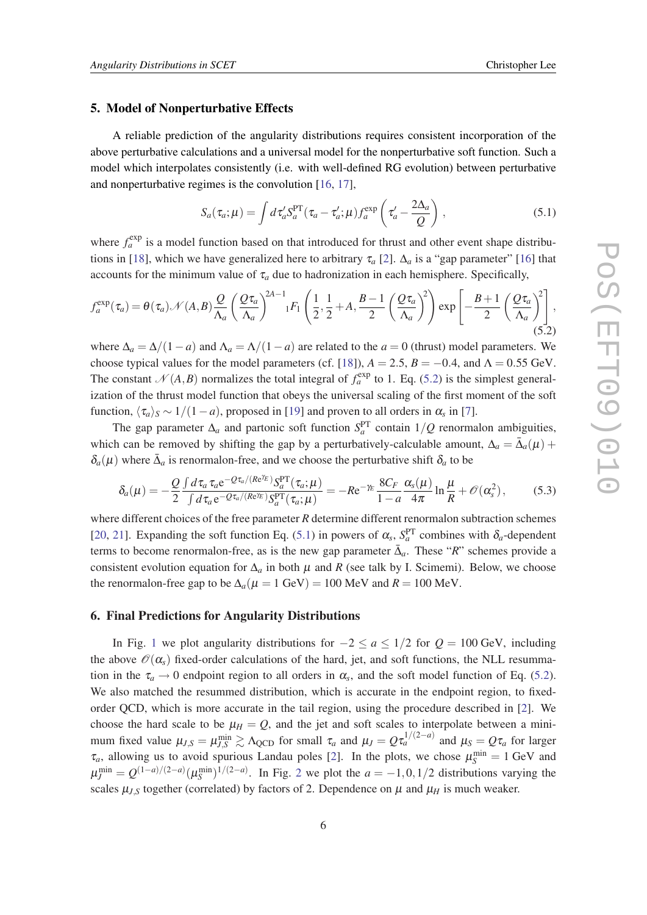## 5. Model of Nonperturbative Effects

A reliable prediction of the angularity distributions requires consistent incorporation of the above perturbative calculations and a universal model for the nonperturbative soft function. Such a model which interpolates consistently (i.e. with well-defined RG evolution) between perturbative and nonperturbative regimes is the convolution [16, 17],

$$S_a(\tau_a;\mu) = \int d\tau_a' S_a^{\rm PT}(\tau_a - \tau_a';\mu) f_a^{\rm exp}\left(\tau_a' - \frac{2\Delta_a}{Q}\right), \tag{5.1}$$

where $f_a^{\rm exp}$ is a model function based on that introduced for thrust and other event shape distributions in [18], which we have generalized here to arbitrary $\tau_a$ [2]. $\Delta_a$ is a "gap parameter" [16] that accounts for the minimum value of $\tau_a$ due to hadronization in each hemisphere. Specifically,

$$f_a^{\rm exp}(\tau_a) = \theta(\tau_a)\mathcal{N}(A,B)\frac{Q}{\Lambda_a}\left(\frac{Q\tau_a}{\Lambda_a}\right)^{2A-1} {}_1F_1\left(\frac{1}{2},\frac{1}{2}+A,\frac{B-1}{2}\left(\frac{Q\tau_a}{\Lambda_a}\right)^2\right)\exp\left[-\frac{B+1}{2}\left(\frac{Q\tau_a}{\Lambda_a}\right)^2\right], \tag{5.2}$$

where $\Delta_a = \Delta/(1-a)$ and $\Lambda_a = \Lambda/(1-a)$ are related to the $a=0$ (thrust) model parameters. We choose typical values for the model parameters (cf. [18]), $A = 2.5$, $B = -0.4$, and $\Lambda = 0.55$ GeV. The constant $\mathcal{N}(A,B)$ normalizes the total integral of $f_a^{\rm exp}$ to 1. Eq. (5.2) is the simplest generalization of the thrust model function that obeys the universal scaling of the first moment of the soft function, $\langle\tau_a\rangle_S \sim 1/(1-a)$, proposed in [19] and proven to all orders in $\alpha_s$ in [7].

The gap parameter $\Delta_a$ and partonic soft function $S_a^{\rm PT}$ contain $1/Q$ renormalon ambiguities, which can be removed by shifting the gap by a perturbatively-calculable amount, $\Delta_a = \bar{\Delta}_a(\mu) + \delta_a(\mu)$ where $\bar{\Delta}_a$ is renormalon-free, and we choose the perturbative shift $\delta_a$ to be

$$\delta_a(\mu) = -\frac{Q}{2}\frac{\int d\tau_a\,\tau_a e^{-Q\tau_a/(Re^{\gamma_E})}S_a^{\rm PT}(\tau_a;\mu)}{\int d\tau_a\,e^{-Q\tau_a/(Re^{\gamma_E})}S_a^{\rm PT}(\tau_a;\mu)} = -Re^{-\gamma_E}\frac{8C_F}{1-a}\frac{\alpha_s(\mu)}{4\pi}\ln\frac{\mu}{R} + \mathcal{O}(\alpha_s^2), \tag{5.3}$$

where different choices of the free parameter $R$ determine different renormalon subtraction schemes [20, 21]. Expanding the soft function Eq. (5.1) in powers of $\alpha_s$, $S_a^{\rm PT}$ combines with $\delta_a$-dependent terms to become renormalon-free, as is the new gap parameter $\bar{\Delta}_a$. These "$R$" schemes provide a consistent evolution equation for $\Delta_a$ in both $\mu$ and $R$ (see talk by I. Scimemi). Below, we choose the renormalon-free gap to be $\Delta_a(\mu = 1\text{ GeV}) = 100$ MeV and $R = 100$ MeV.

## 6. Final Predictions for Angularity Distributions

In Fig. 1 we plot angularity distributions for $-2 \le a \le 1/2$ for $Q = 100$ GeV, including the above $\mathcal{O}(\alpha_s)$ fixed-order calculations of the hard, jet, and soft functions, the NLL resummation in the $\tau_a \to 0$ endpoint region to all orders in $\alpha_s$, and the soft model function of Eq. (5.2). We also matched the resummed distribution, which is accurate in the endpoint region, to fixed-order QCD, which is more accurate in the tail region, using the procedure described in [2]. We choose the hard scale to be $\mu_H = Q$, and the jet and soft scales to interpolate between a minimum fixed value $\mu_{J,S} = \mu_{J,S}^{\rm min} \gtrsim \Lambda_{\rm QCD}$ for small $\tau_a$ and $\mu_J = Q\tau_a^{1/(2-a)}$ and $\mu_S = Q\tau_a$ for larger $\tau_a$, allowing us to avoid spurious Landau poles [2]. In the plots, we chose $\mu_S^{\rm min} = 1$ GeV and $\mu_J^{\rm min} = Q^{(1-a)/(2-a)}(\mu_S^{\rm min})^{1/(2-a)}$. In Fig. 2 we plot the $a = -1, 0, 1/2$ distributions varying the scales $\mu_{J,S}$ together (correlated) by factors of 2. Dependence on $\mu$ and $\mu_H$ is much weaker.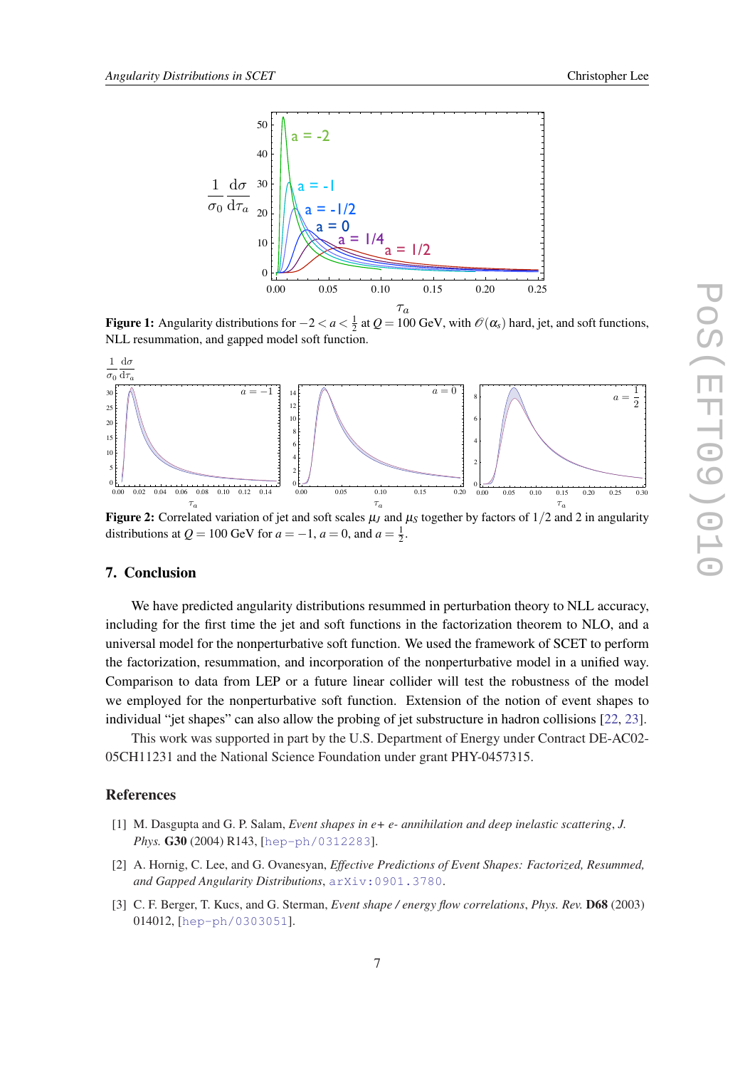**Figure 1:** Angularity distributions for $-2 < a < \frac{1}{2}$ at $Q = 100$ GeV, with $\mathcal{O}(\alpha_s)$ hard, jet, and soft functions, NLL resummation, and gapped model soft function.

**Figure 2:** Correlated variation of jet and soft scales $\mu_J$ and $\mu_S$ together by factors of $1/2$ and 2 in angularity distributions at $Q = 100$ GeV for $a = -1$, $a = 0$, and $a = \frac{1}{2}$.

## 7. Conclusion

We have predicted angularity distributions resummed in perturbation theory to NLL accuracy, including for the first time the jet and soft functions in the factorization theorem to NLO, and a universal model for the nonperturbative soft function. We used the framework of SCET to perform the factorization, resummation, and incorporation of the nonperturbative model in a unified way. Comparison to data from LEP or a future linear collider will test the robustness of the model we employed for the nonperturbative soft function. Extension of the notion of event shapes to individual "jet shapes" can also allow the probing of jet substructure in hadron collisions [22, 23].

This work was supported in part by the U.S. Department of Energy under Contract DE-AC02-05CH11231 and the National Science Foundation under grant PHY-0457315.

## References

[1] M. Dasgupta and G. P. Salam, *Event shapes in e+ e- annihilation and deep inelastic scattering*, *J. Phys.* **G30** (2004) R143, [hep-ph/0312283].

[2] A. Hornig, C. Lee, and G. Ovanesyan, *Effective Predictions of Event Shapes: Factorized, Resummed, and Gapped Angularity Distributions*, arXiv:0901.3780.

[3] C. F. Berger, T. Kucs, and G. Sterman, *Event shape / energy flow correlations*, *Phys. Rev.* **D68** (2003) 014012, [hep-ph/0303051].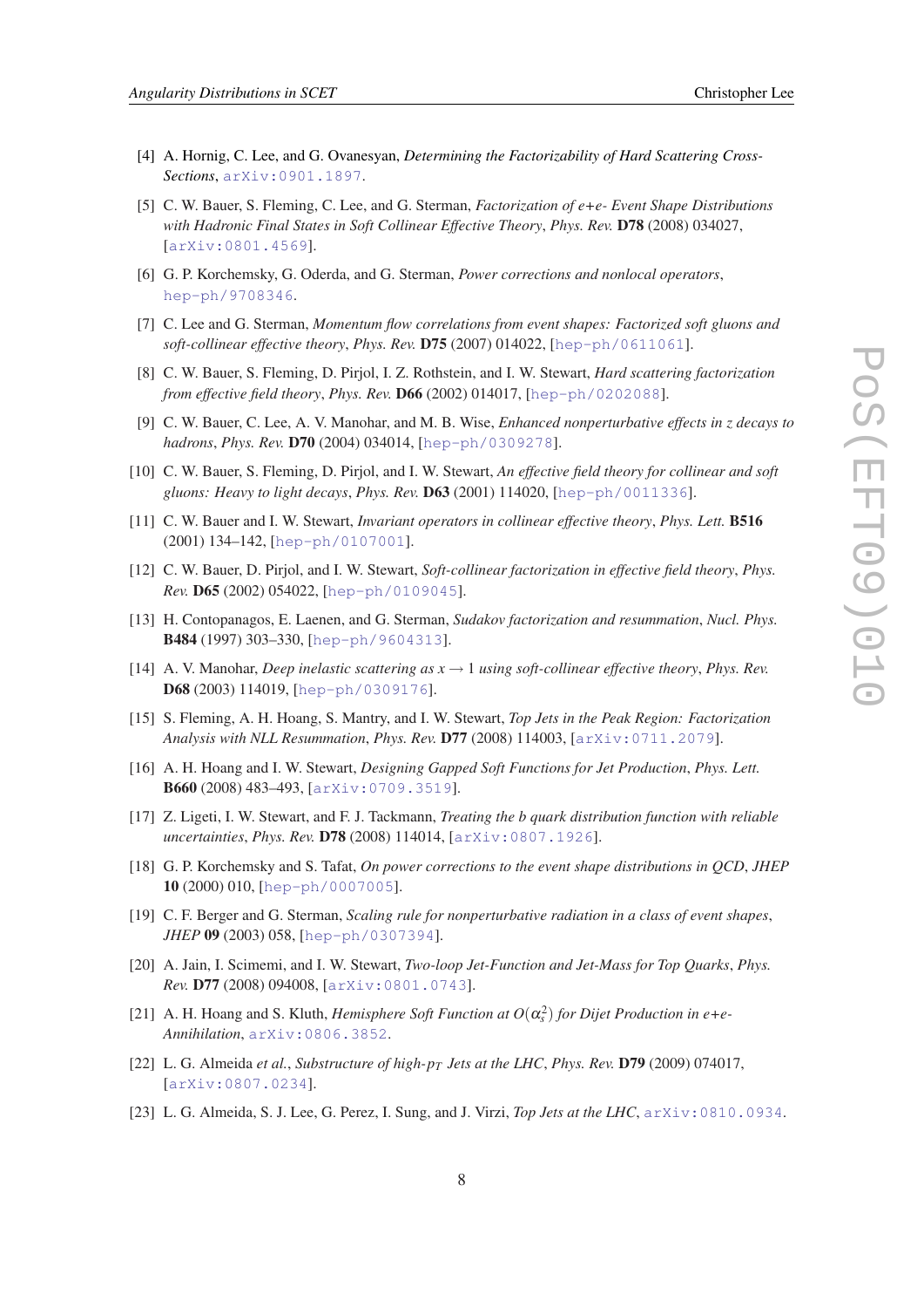[4] A. Hornig, C. Lee, and G. Ovanesyan, *Determining the Factorizability of Hard Scattering Cross-Sections*, arXiv:0901.1897.

[5] C. W. Bauer, S. Fleming, C. Lee, and G. Sterman, *Factorization of e+e- Event Shape Distributions with Hadronic Final States in Soft Collinear Effective Theory*, Phys. Rev. **D78** (2008) 034027, [arXiv:0801.4569].

[6] G. P. Korchemsky, G. Oderda, and G. Sterman, *Power corrections and nonlocal operators*, hep-ph/9708346.

[7] C. Lee and G. Sterman, *Momentum flow correlations from event shapes: Factorized soft gluons and soft-collinear effective theory*, Phys. Rev. **D75** (2007) 014022, [hep-ph/0611061].

[8] C. W. Bauer, S. Fleming, D. Pirjol, I. Z. Rothstein, and I. W. Stewart, *Hard scattering factorization from effective field theory*, Phys. Rev. **D66** (2002) 014017, [hep-ph/0202088].

[9] C. W. Bauer, C. Lee, A. V. Manohar, and M. B. Wise, *Enhanced nonperturbative effects in z decays to hadrons*, Phys. Rev. **D70** (2004) 034014, [hep-ph/0309278].

[10] C. W. Bauer, S. Fleming, D. Pirjol, and I. W. Stewart, *An effective field theory for collinear and soft gluons: Heavy to light decays*, Phys. Rev. **D63** (2001) 114020, [hep-ph/0011336].

[11] C. W. Bauer and I. W. Stewart, *Invariant operators in collinear effective theory*, Phys. Lett. **B516** (2001) 134–142, [hep-ph/0107001].

[12] C. W. Bauer, D. Pirjol, and I. W. Stewart, *Soft-collinear factorization in effective field theory*, Phys. Rev. **D65** (2002) 054022, [hep-ph/0109045].

[13] H. Contopanagos, E. Laenen, and G. Sterman, *Sudakov factorization and resummation*, Nucl. Phys. **B484** (1997) 303–330, [hep-ph/9604313].

[14] A. V. Manohar, *Deep inelastic scattering as $x \to 1$ using soft-collinear effective theory*, Phys. Rev. **D68** (2003) 114019, [hep-ph/0309176].

[15] S. Fleming, A. H. Hoang, S. Mantry, and I. W. Stewart, *Top Jets in the Peak Region: Factorization Analysis with NLL Resummation*, Phys. Rev. **D77** (2008) 114003, [arXiv:0711.2079].

[16] A. H. Hoang and I. W. Stewart, *Designing Gapped Soft Functions for Jet Production*, Phys. Lett. **B660** (2008) 483–493, [arXiv:0709.3519].

[17] Z. Ligeti, I. W. Stewart, and F. J. Tackmann, *Treating the b quark distribution function with reliable uncertainties*, Phys. Rev. **D78** (2008) 114014, [arXiv:0807.1926].

[18] G. P. Korchemsky and S. Tafat, *On power corrections to the event shape distributions in QCD*, JHEP **10** (2000) 010, [hep-ph/0007005].

[19] C. F. Berger and G. Sterman, *Scaling rule for nonperturbative radiation in a class of event shapes*, JHEP **09** (2003) 058, [hep-ph/0307394].

[20] A. Jain, I. Scimemi, and I. W. Stewart, *Two-loop Jet-Function and Jet-Mass for Top Quarks*, Phys. Rev. **D77** (2008) 094008, [arXiv:0801.0743].

[21] A. H. Hoang and S. Kluth, *Hemisphere Soft Function at $O(\alpha_s^2)$ for Dijet Production in e+e- Annihilation*, arXiv:0806.3852.

[22] L. G. Almeida *et al.*, *Substructure of high-$p_T$ Jets at the LHC*, Phys. Rev. **D79** (2009) 074017, [arXiv:0807.0234].

[23] L. G. Almeida, S. J. Lee, G. Perez, I. Sung, and J. Virzi, *Top Jets at the LHC*, arXiv:0810.0934.